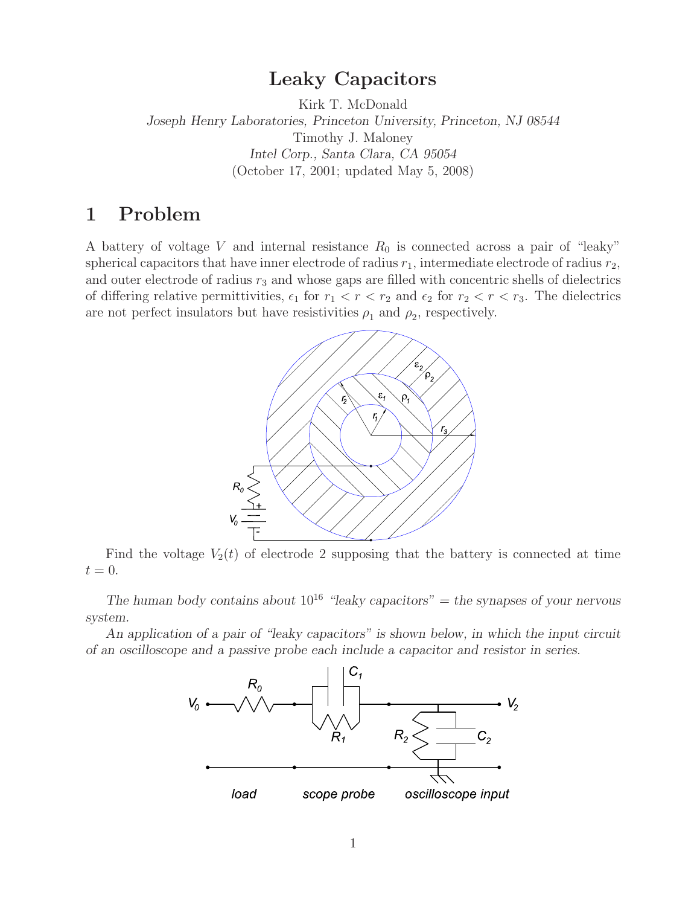# Leaky Capacitors

Kirk T. McDonald
*Joseph Henry Laboratories, Princeton University, Princeton, NJ 08544*
Timothy J. Maloney
*Intel Corp., Santa Clara, CA 95054*
(October 17, 2001; updated May 5, 2008)

## 1 Problem

A battery of voltage $V$ and internal resistance $R_0$ is connected across a pair of "leaky" spherical capacitors that have inner electrode of radius $r_1$, intermediate electrode of radius $r_2$, and outer electrode of radius $r_3$ and whose gaps are filled with concentric shells of dielectrics of differing relative permittivities, $\epsilon_1$ for $r_1 < r < r_2$ and $\epsilon_2$ for $r_2 < r < r_3$. The dielectrics are not perfect insulators but have resistivities $\rho_1$ and $\rho_2$, respectively.

Find the voltage $V_2(t)$ of electrode 2 supposing that the battery is connected at time $t = 0$.

*The human body contains about $10^{16}$ "leaky capacitors" = the synapses of your nervous system.*

*An application of a pair of "leaky capacitors" is shown below, in which the input circuit of an oscilloscope and a passive probe each include a capacitor and resistor in series.*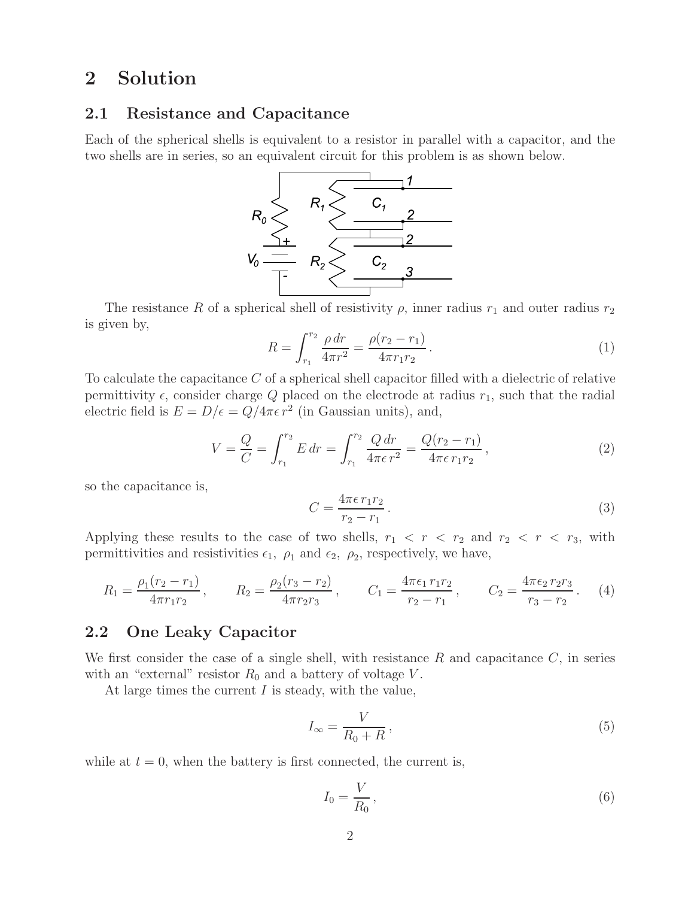# 2 Solution

## 2.1 Resistance and Capacitance

Each of the spherical shells is equivalent to a resistor in parallel with a capacitor, and the two shells are in series, so an equivalent circuit for this problem is as shown below.

The resistance $R$ of a spherical shell of resistivity $\rho$, inner radius $r_1$ and outer radius $r_2$ is given by,

$$R = \int_{r_1}^{r_2} \frac{\rho \, dr}{4\pi r^2} = \frac{\rho(r_2 - r_1)}{4\pi r_1 r_2} \,. \tag{1}$$

To calculate the capacitance $C$ of a spherical shell capacitor filled with a dielectric of relative permittivity $\epsilon$, consider charge $Q$ placed on the electrode at radius $r_1$, such that the radial electric field is $E = D/\epsilon = Q/4\pi\epsilon \, r^2$ (in Gaussian units), and,

$$V = \frac{Q}{C} = \int_{r_1}^{r_2} E \, dr = \int_{r_1}^{r_2} \frac{Q \, dr}{4\pi\epsilon \, r^2} = \frac{Q(r_2 - r_1)}{4\pi\epsilon \, r_1 r_2} \,, \tag{2}$$

so the capacitance is,

$$C = \frac{4\pi\epsilon \, r_1 r_2}{r_2 - r_1} \,. \tag{3}$$

Applying these results to the case of two shells, $r_1 < r < r_2$ and $r_2 < r < r_3$, with permittivities and resistivities $\epsilon_1$, $\rho_1$ and $\epsilon_2$, $\rho_2$, respectively, we have,

$$R_1 = \frac{\rho_1(r_2 - r_1)}{4\pi r_1 r_2} \,, \qquad R_2 = \frac{\rho_2(r_3 - r_2)}{4\pi r_2 r_3} \,, \qquad C_1 = \frac{4\pi\epsilon_1 \, r_1 r_2}{r_2 - r_1} \,, \qquad C_2 = \frac{4\pi\epsilon_2 \, r_2 r_3}{r_3 - r_2} \,. \tag{4}$$

## 2.2 One Leaky Capacitor

We first consider the case of a single shell, with resistance $R$ and capacitance $C$, in series with an "external" resistor $R_0$ and a battery of voltage $V$.

At large times the current $I$ is steady, with the value,

$$I_\infty = \frac{V}{R_0 + R} \,, \tag{5}$$

while at $t = 0$, when the battery is first connected, the current is,

$$I_0 = \frac{V}{R_0} \,, \tag{6}$$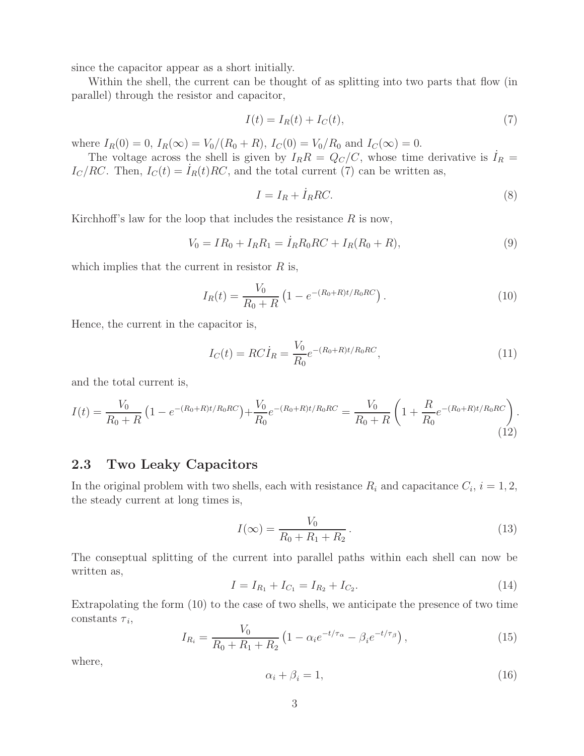since the capacitor appear as a short initially.

Within the shell, the current can be thought of as splitting into two parts that flow (in parallel) through the resistor and capacitor,

$$I(t) = I_R(t) + I_C(t), \tag{7}$$

where $I_R(0) = 0$, $I_R(\infty) = V_0/(R_0 + R)$, $I_C(0) = V_0/R_0$ and $I_C(\infty) = 0$.

The voltage across the shell is given by $I_R R = Q_C/C$, whose time derivative is $\dot{I}_R = I_C/RC$. Then, $I_C(t) = \dot{I}_R(t)RC$, and the total current (7) can be written as,

$$I = I_R + \dot{I}_R RC. \tag{8}$$

Kirchhoff's law for the loop that includes the resistance $R$ is now,

$$V_0 = IR_0 + I_R R_1 = \dot{I}_R R_0 RC + I_R(R_0 + R), \tag{9}$$

which implies that the current in resistor $R$ is,

$$I_R(t) = \frac{V_0}{R_0 + R}\left(1 - e^{-(R_0+R)t/R_0RC}\right). \tag{10}$$

Hence, the current in the capacitor is,

$$I_C(t) = RC\dot{I}_R = \frac{V_0}{R_0}e^{-(R_0+R)t/R_0RC}, \tag{11}$$

and the total current is,

$$I(t) = \frac{V_0}{R_0 + R}\left(1 - e^{-(R_0+R)t/R_0RC}\right) + \frac{V_0}{R_0}e^{-(R_0+R)t/R_0RC} = \frac{V_0}{R_0 + R}\left(1 + \frac{R}{R_0}e^{-(R_0+R)t/R_0RC}\right). \tag{12}$$

## 2.3 Two Leaky Capacitors

In the original problem with two shells, each with resistance $R_i$ and capacitance $C_i$, $i = 1, 2$, the steady current at long times is,

$$I(\infty) = \frac{V_0}{R_0 + R_1 + R_2}. \tag{13}$$

The conseptual splitting of the current into parallel paths within each shell can now be written as,

$$I = I_{R_1} + I_{C_1} = I_{R_2} + I_{C_2}. \tag{14}$$

Extrapolating the form (10) to the case of two shells, we anticipate the presence of two time constants $\tau_i$,

$$I_{R_i} = \frac{V_0}{R_0 + R_1 + R_2}\left(1 - \alpha_i e^{-t/\tau_\alpha} - \beta_i e^{-t/\tau_\beta}\right), \tag{15}$$

where,

$$\alpha_i + \beta_i = 1, \tag{16}$$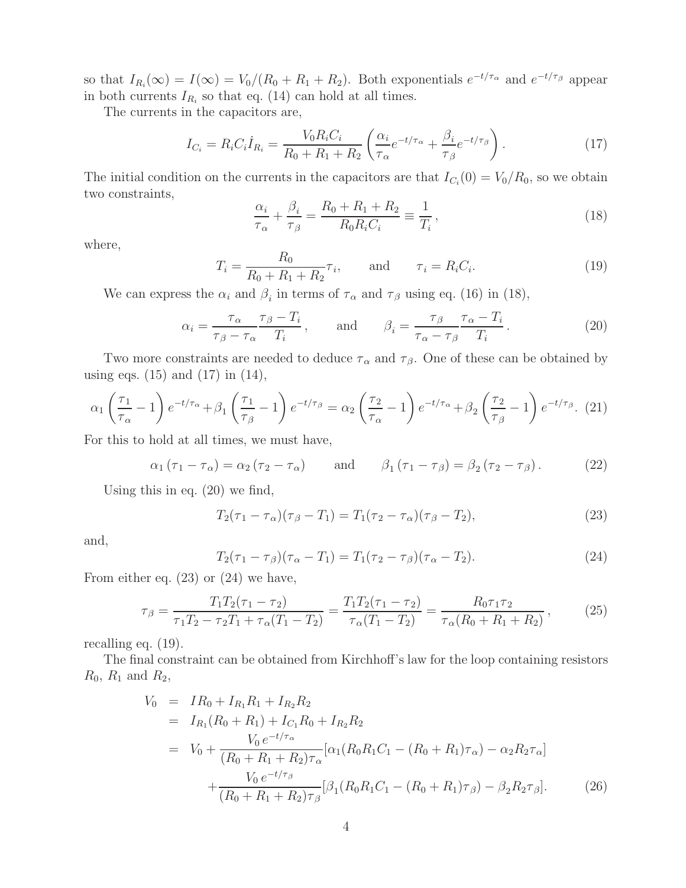so that $I_{R_i}(\infty) = I(\infty) = V_0/(R_0 + R_1 + R_2)$. Both exponentials $e^{-t/\tau_\alpha}$ and $e^{-t/\tau_\beta}$ appear in both currents $I_{R_i}$ so that eq. (14) can hold at all times.

The currents in the capacitors are,

$$I_{C_i} = R_i C_i \dot{I}_{R_i} = \frac{V_0 R_i C_i}{R_0 + R_1 + R_2} \left( \frac{\alpha_i}{\tau_\alpha} e^{-t/\tau_\alpha} + \frac{\beta_i}{\tau_\beta} e^{-t/\tau_\beta} \right). \tag{17}$$

The initial condition on the currents in the capacitors are that $I_{C_i}(0) = V_0/R_0$, so we obtain two constraints,

$$\frac{\alpha_i}{\tau_\alpha} + \frac{\beta_i}{\tau_\beta} = \frac{R_0 + R_1 + R_2}{R_0 R_i C_i} \equiv \frac{1}{T_i}, \tag{18}$$

where,

$$T_i = \frac{R_0}{R_0 + R_1 + R_2} \tau_i, \qquad \text{and} \qquad \tau_i = R_i C_i. \tag{19}$$

We can express the $\alpha_i$ and $\beta_i$ in terms of $\tau_\alpha$ and $\tau_\beta$ using eq. (16) in (18),

$$\alpha_i = \frac{\tau_\alpha}{\tau_\beta - \tau_\alpha} \frac{\tau_\beta - T_i}{T_i}, \qquad \text{and} \qquad \beta_i = \frac{\tau_\beta}{\tau_\alpha - \tau_\beta} \frac{\tau_\alpha - T_i}{T_i}. \tag{20}$$

Two more constraints are needed to deduce $\tau_\alpha$ and $\tau_\beta$. One of these can be obtained by using eqs. (15) and (17) in (14),

$$\alpha_1 \left( \frac{\tau_1}{\tau_\alpha} - 1 \right) e^{-t/\tau_\alpha} + \beta_1 \left( \frac{\tau_1}{\tau_\beta} - 1 \right) e^{-t/\tau_\beta} = \alpha_2 \left( \frac{\tau_2}{\tau_\alpha} - 1 \right) e^{-t/\tau_\alpha} + \beta_2 \left( \frac{\tau_2}{\tau_\beta} - 1 \right) e^{-t/\tau_\beta}. \tag{21}$$

For this to hold at all times, we must have,

$$\alpha_1 (\tau_1 - \tau_\alpha) = \alpha_2 (\tau_2 - \tau_\alpha) \qquad \text{and} \qquad \beta_1 (\tau_1 - \tau_\beta) = \beta_2 (\tau_2 - \tau_\beta). \tag{22}$$

Using this in eq. (20) we find,

$$T_2(\tau_1 - \tau_\alpha)(\tau_\beta - T_1) = T_1(\tau_2 - \tau_\alpha)(\tau_\beta - T_2), \tag{23}$$

and,

$$T_2(\tau_1 - \tau_\beta)(\tau_\alpha - T_1) = T_1(\tau_2 - \tau_\beta)(\tau_\alpha - T_2). \tag{24}$$

From either eq. (23) or (24) we have,

$$\tau_\beta = \frac{T_1 T_2 (\tau_1 - \tau_2)}{\tau_1 T_2 - \tau_2 T_1 + \tau_\alpha (T_1 - T_2)} = \frac{T_1 T_2 (\tau_1 - \tau_2)}{\tau_\alpha (T_1 - T_2)} = \frac{R_0 \tau_1 \tau_2}{\tau_\alpha (R_0 + R_1 + R_2)}, \tag{25}$$

recalling eq. (19).

The final constraint can be obtained from Kirchhoff's law for the loop containing resistors $R_0$, $R_1$ and $R_2$,

$$\begin{aligned}
V_0 &= I R_0 + I_{R_1} R_1 + I_{R_2} R_2 \\
&= I_{R_1}(R_0 + R_1) + I_{C_1} R_0 + I_{R_2} R_2 \\
&= V_0 + \frac{V_0 \, e^{-t/\tau_\alpha}}{(R_0 + R_1 + R_2)\tau_\alpha} [\alpha_1 (R_0 R_1 C_1 - (R_0 + R_1)\tau_\alpha) - \alpha_2 R_2 \tau_\alpha] \\
&\quad + \frac{V_0 \, e^{-t/\tau_\beta}}{(R_0 + R_1 + R_2)\tau_\beta} [\beta_1 (R_0 R_1 C_1 - (R_0 + R_1)\tau_\beta) - \beta_2 R_2 \tau_\beta].
\end{aligned} \tag{26}$$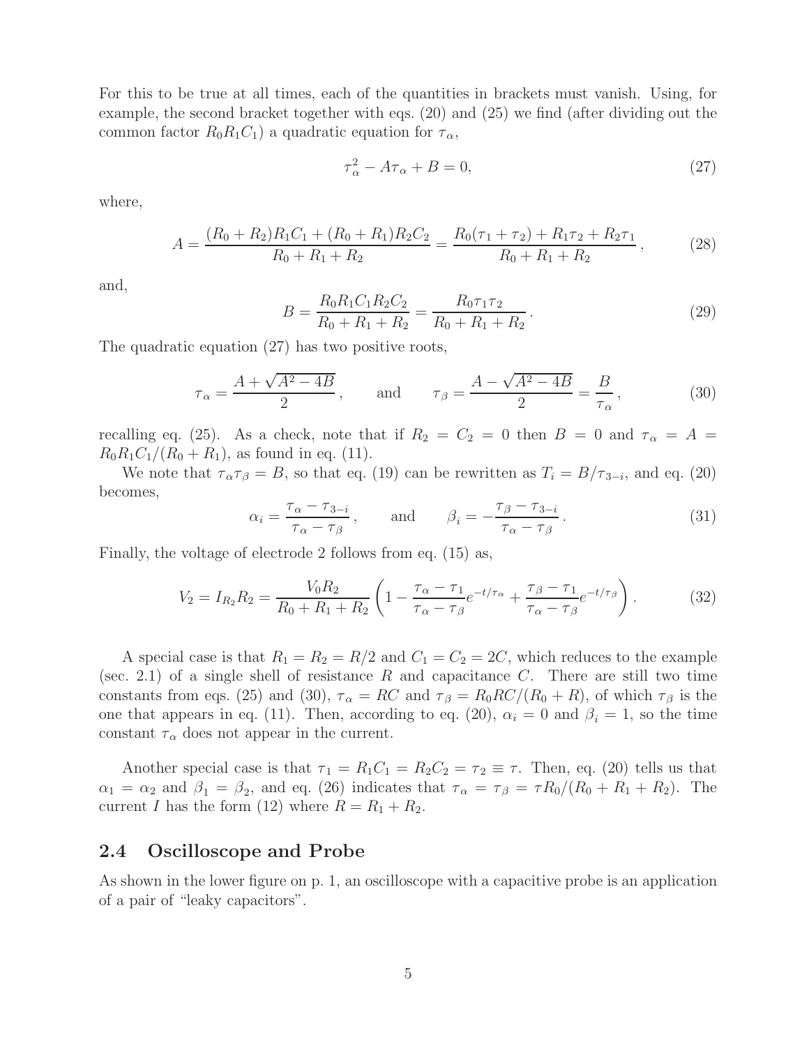For this to be true at all times, each of the quantities in brackets must vanish. Using, for example, the second bracket together with eqs. (20) and (25) we find (after dividing out the common factor $R_0R_1C_1$) a quadratic equation for $\tau_\alpha$,

$$\tau_\alpha^2 - A\tau_\alpha + B = 0, \tag{27}$$

where,

$$A = \frac{(R_0 + R_2)R_1C_1 + (R_0 + R_1)R_2C_2}{R_0 + R_1 + R_2} = \frac{R_0(\tau_1 + \tau_2) + R_1\tau_2 + R_2\tau_1}{R_0 + R_1 + R_2}, \tag{28}$$

and,

$$B = \frac{R_0R_1C_1R_2C_2}{R_0 + R_1 + R_2} = \frac{R_0\tau_1\tau_2}{R_0 + R_1 + R_2}. \tag{29}$$

The quadratic equation (27) has two positive roots,

$$\tau_\alpha = \frac{A + \sqrt{A^2 - 4B}}{2}, \qquad \text{and} \qquad \tau_\beta = \frac{A - \sqrt{A^2 - 4B}}{2} = \frac{B}{\tau_\alpha}, \tag{30}$$

recalling eq. (25). As a check, note that if $R_2 = C_2 = 0$ then $B = 0$ and $\tau_\alpha = A = R_0R_1C_1/(R_0 + R_1)$, as found in eq. (11).

We note that $\tau_\alpha\tau_\beta = B$, so that eq. (19) can be rewritten as $T_i = B/\tau_{3-i}$, and eq. (20) becomes,

$$\alpha_i = \frac{\tau_\alpha - \tau_{3-i}}{\tau_\alpha - \tau_\beta}, \qquad \text{and} \qquad \beta_i = -\frac{\tau_\beta - \tau_{3-i}}{\tau_\alpha - \tau_\beta}. \tag{31}$$

Finally, the voltage of electrode 2 follows from eq. (15) as,

$$V_2 = I_{R_2}R_2 = \frac{V_0R_2}{R_0 + R_1 + R_2}\left(1 - \frac{\tau_\alpha - \tau_1}{\tau_\alpha - \tau_\beta}e^{-t/\tau_\alpha} + \frac{\tau_\beta - \tau_1}{\tau_\alpha - \tau_\beta}e^{-t/\tau_\beta}\right). \tag{32}$$

A special case is that $R_1 = R_2 = R/2$ and $C_1 = C_2 = 2C$, which reduces to the example (sec. 2.1) of a single shell of resistance $R$ and capacitance $C$. There are still two time constants from eqs. (25) and (30), $\tau_\alpha = RC$ and $\tau_\beta = R_0RC/(R_0 + R)$, of which $\tau_\beta$ is the one that appears in eq. (11). Then, according to eq. (20), $\alpha_i = 0$ and $\beta_i = 1$, so the time constant $\tau_\alpha$ does not appear in the current.

Another special case is that $\tau_1 = R_1C_1 = R_2C_2 = \tau_2 \equiv \tau$. Then, eq. (20) tells us that $\alpha_1 = \alpha_2$ and $\beta_1 = \beta_2$, and eq. (26) indicates that $\tau_\alpha = \tau_\beta = \tau R_0/(R_0 + R_1 + R_2)$. The current $I$ has the form (12) where $R = R_1 + R_2$.

## 2.4 Oscilloscope and Probe

As shown in the lower figure on p. 1, an oscilloscope with a capacitive probe is an application of a pair of "leaky capacitors".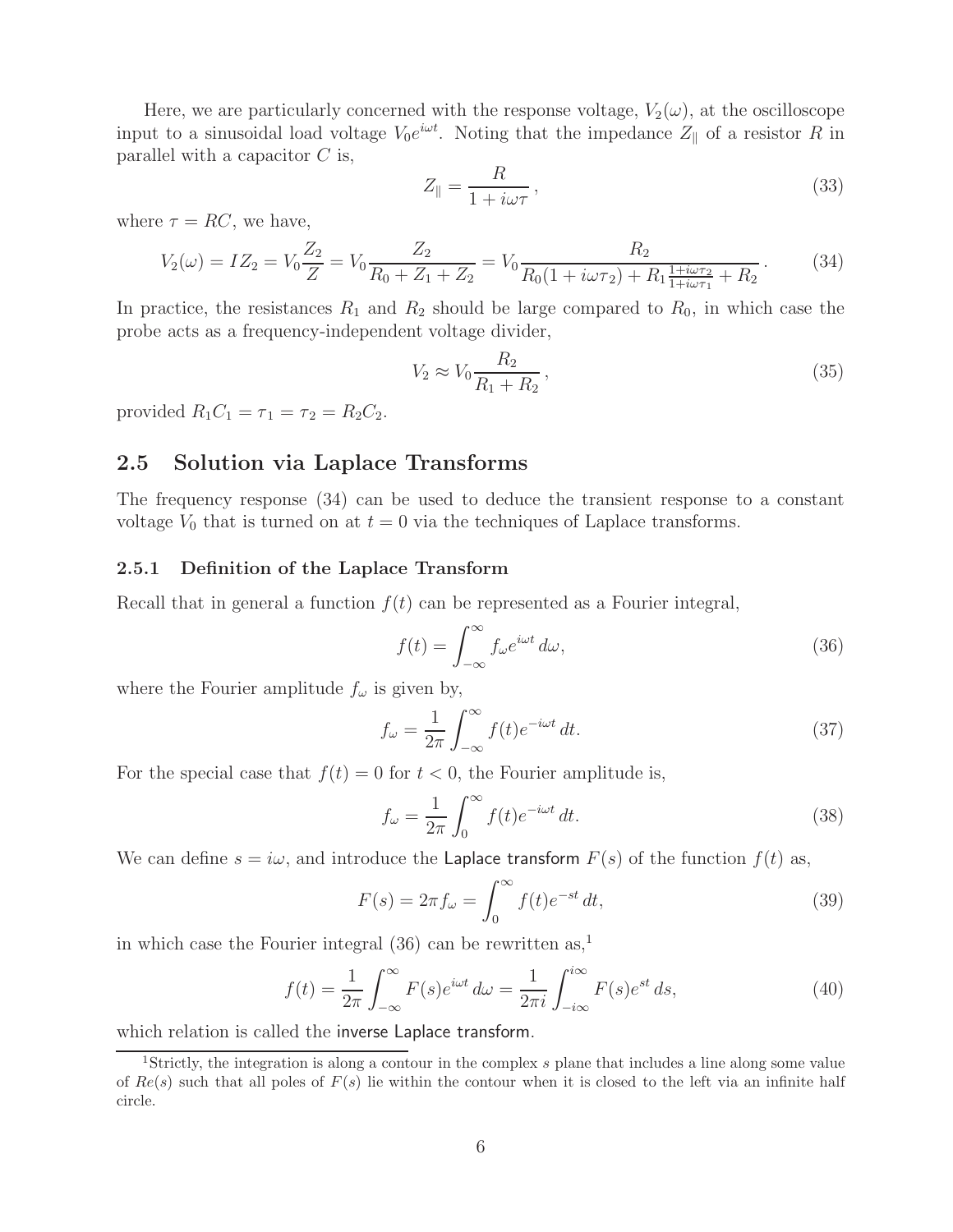Here, we are particularly concerned with the response voltage, $V_2(\omega)$, at the oscilloscope input to a sinusoidal load voltage $V_0 e^{i\omega t}$. Noting that the impedance $Z_\parallel$ of a resistor $R$ in parallel with a capacitor $C$ is,

$$Z_\parallel = \frac{R}{1 + i\omega\tau}\,, \tag{33}$$

where $\tau = RC$, we have,

$$V_2(\omega) = IZ_2 = V_0\frac{Z_2}{Z} = V_0\frac{Z_2}{R_0 + Z_1 + Z_2} = V_0\frac{R_2}{R_0(1 + i\omega\tau_2) + R_1\frac{1+i\omega\tau_2}{1+i\omega\tau_1} + R_2}\,. \tag{34}$$

In practice, the resistances $R_1$ and $R_2$ should be large compared to $R_0$, in which case the probe acts as a frequency-independent voltage divider,

$$V_2 \approx V_0\frac{R_2}{R_1 + R_2}\,, \tag{35}$$

provided $R_1C_1 = \tau_1 = \tau_2 = R_2C_2$.

## 2.5 Solution via Laplace Transforms

The frequency response (34) can be used to deduce the transient response to a constant voltage $V_0$ that is turned on at $t = 0$ via the techniques of Laplace transforms.

### 2.5.1 Definition of the Laplace Transform

Recall that in general a function $f(t)$ can be represented as a Fourier integral,

$$f(t) = \int_{-\infty}^{\infty} f_\omega e^{i\omega t}\,d\omega, \tag{36}$$

where the Fourier amplitude $f_\omega$ is given by,

$$f_\omega = \frac{1}{2\pi}\int_{-\infty}^{\infty} f(t)e^{-i\omega t}\,dt. \tag{37}$$

For the special case that $f(t) = 0$ for $t < 0$, the Fourier amplitude is,

$$f_\omega = \frac{1}{2\pi}\int_{0}^{\infty} f(t)e^{-i\omega t}\,dt. \tag{38}$$

We can define $s = i\omega$, and introduce the Laplace transform $F(s)$ of the function $f(t)$ as,

$$F(s) = 2\pi f_\omega = \int_{0}^{\infty} f(t)e^{-st}\,dt, \tag{39}$$

in which case the Fourier integral (36) can be rewritten as,[1]

$$f(t) = \frac{1}{2\pi}\int_{-\infty}^{\infty} F(s)e^{i\omega t}\,d\omega = \frac{1}{2\pi i}\int_{-i\infty}^{i\infty} F(s)e^{st}\,ds, \tag{40}$$

which relation is called the inverse Laplace transform.

[1] Strictly, the integration is along a contour in the complex $s$ plane that includes a line along some value of $Re(s)$ such that all poles of $F(s)$ lie within the contour when it is closed to the left via an infinite half circle.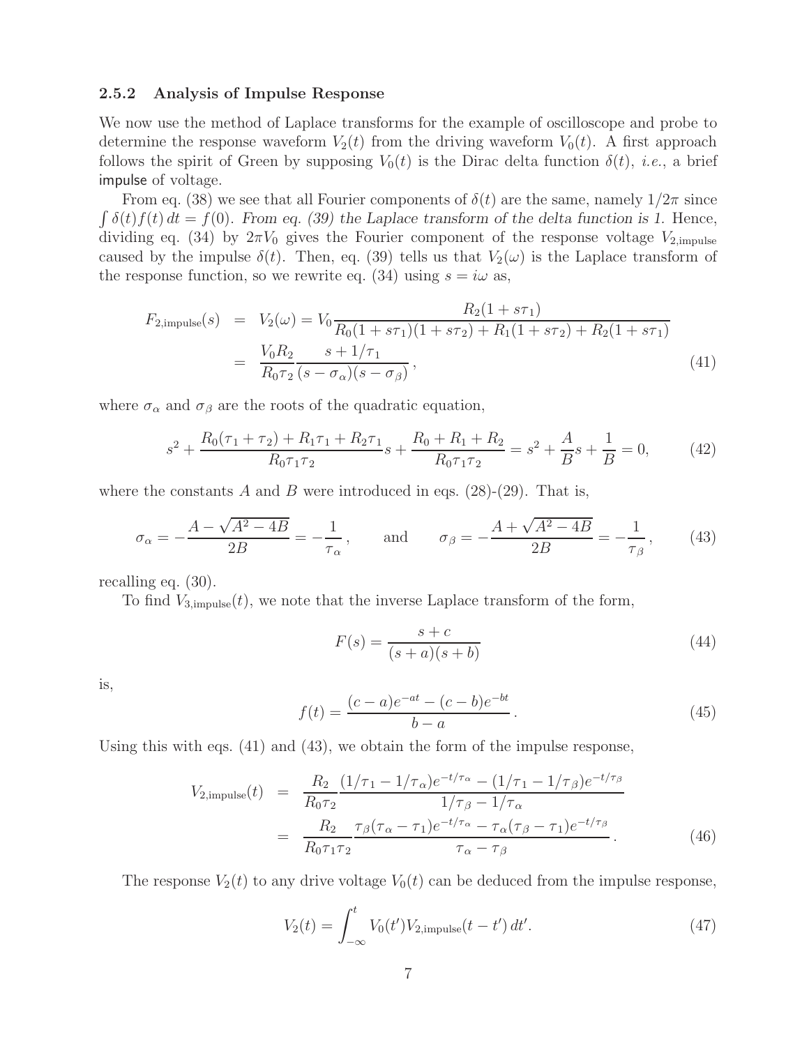### 2.5.2 Analysis of Impulse Response

We now use the method of Laplace transforms for the example of oscilloscope and probe to determine the response waveform $V_2(t)$ from the driving waveform $V_0(t)$. A first approach follows the spirit of Green by supposing $V_0(t)$ is the Dirac delta function $\delta(t)$, *i.e.*, a brief impulse of voltage.

From eq. (38) we see that all Fourier components of $\delta(t)$ are the same, namely $1/2\pi$ since $\int \delta(t) f(t)\, dt = f(0)$. *From eq. (39) the Laplace transform of the delta function is 1.* Hence, dividing eq. (34) by $2\pi V_0$ gives the Fourier component of the response voltage $V_{2,\text{impulse}}$ caused by the impulse $\delta(t)$. Then, eq. (39) tells us that $V_2(\omega)$ is the Laplace transform of the response function, so we rewrite eq. (34) using $s = i\omega$ as,

$$
\begin{aligned}
F_{2,\text{impulse}}(s) &= V_2(\omega) = V_0 \frac{R_2(1 + s\tau_1)}{R_0(1 + s\tau_1)(1 + s\tau_2) + R_1(1 + s\tau_2) + R_2(1 + s\tau_1)} \\
&= \frac{V_0 R_2}{R_0 \tau_2} \frac{s + 1/\tau_1}{(s - \sigma_\alpha)(s - \sigma_\beta)}\,, \qquad (41)
\end{aligned}
$$

where $\sigma_\alpha$ and $\sigma_\beta$ are the roots of the quadratic equation,

$$
s^2 + \frac{R_0(\tau_1 + \tau_2) + R_1\tau_1 + R_2\tau_1}{R_0\tau_1\tau_2} s + \frac{R_0 + R_1 + R_2}{R_0\tau_1\tau_2} = s^2 + \frac{A}{B}s + \frac{1}{B} = 0, \qquad (42)
$$

where the constants $A$ and $B$ were introduced in eqs. (28)-(29). That is,

$$
\sigma_\alpha = -\frac{A - \sqrt{A^2 - 4B}}{2B} = -\frac{1}{\tau_\alpha}\,, \qquad \text{and} \qquad \sigma_\beta = -\frac{A + \sqrt{A^2 - 4B}}{2B} = -\frac{1}{\tau_\beta}\,, \qquad (43)
$$

recalling eq. (30).

To find $V_{3,\text{impulse}}(t)$, we note that the inverse Laplace transform of the form,

$$
F(s) = \frac{s + c}{(s + a)(s + b)} \qquad (44)
$$

is,

$$
f(t) = \frac{(c - a)e^{-at} - (c - b)e^{-bt}}{b - a}\,. \qquad (45)
$$

Using this with eqs. (41) and (43), we obtain the form of the impulse response,

$$
\begin{aligned}
V_{2,\text{impulse}}(t) &= \frac{R_2}{R_0\tau_2} \frac{(1/\tau_1 - 1/\tau_\alpha)e^{-t/\tau_\alpha} - (1/\tau_1 - 1/\tau_\beta)e^{-t/\tau_\beta}}{1/\tau_\beta - 1/\tau_\alpha} \\
&= \frac{R_2}{R_0\tau_1\tau_2} \frac{\tau_\beta(\tau_\alpha - \tau_1)e^{-t/\tau_\alpha} - \tau_\alpha(\tau_\beta - \tau_1)e^{-t/\tau_\beta}}{\tau_\alpha - \tau_\beta}\,. \qquad (46)
\end{aligned}
$$

The response $V_2(t)$ to any drive voltage $V_0(t)$ can be deduced from the impulse response,

$$
V_2(t) = \int_{-\infty}^{t} V_0(t') V_{2,\text{impulse}}(t - t')\, dt'. \qquad (47)
$$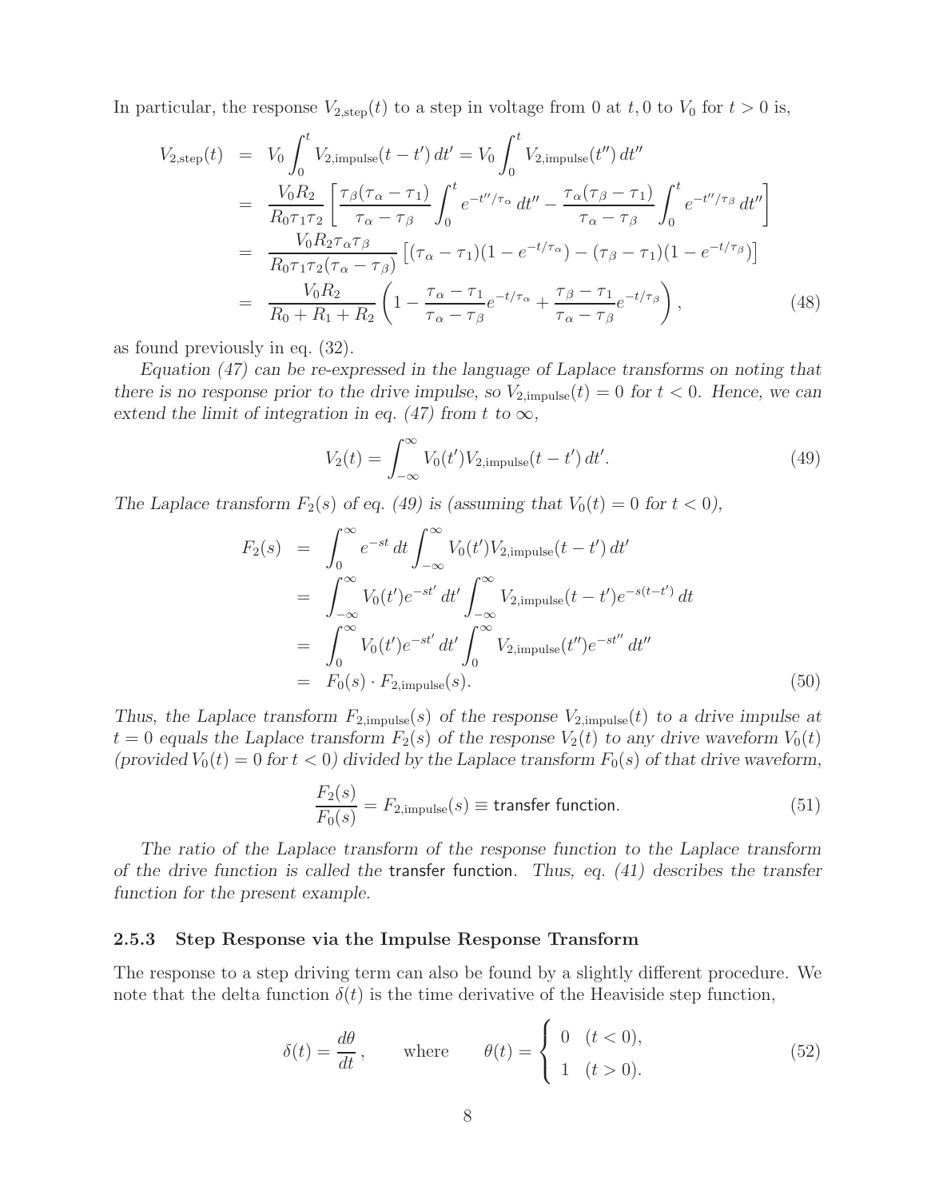In particular, the response $V_{2,\rm step}(t)$ to a step in voltage from 0 at $t, 0$ to $V_0$ for $t > 0$ is,

$$
\begin{aligned}
V_{2,\rm step}(t) &= V_0 \int_0^t V_{2,\rm impulse}(t - t')\, dt' = V_0 \int_0^t V_{2,\rm impulse}(t'')\, dt'' \\
&= \frac{V_0 R_2}{R_0 \tau_1 \tau_2} \left[ \frac{\tau_\beta(\tau_\alpha - \tau_1)}{\tau_\alpha - \tau_\beta} \int_0^t e^{-t''/\tau_\alpha}\, dt'' - \frac{\tau_\alpha(\tau_\beta - \tau_1)}{\tau_\alpha - \tau_\beta} \int_0^t e^{-t''/\tau_\beta}\, dt'' \right] \\
&= \frac{V_0 R_2 \tau_\alpha \tau_\beta}{R_0 \tau_1 \tau_2 (\tau_\alpha - \tau_\beta)} \left[ (\tau_\alpha - \tau_1)(1 - e^{-t/\tau_\alpha}) - (\tau_\beta - \tau_1)(1 - e^{-t/\tau_\beta}) \right] \\
&= \frac{V_0 R_2}{R_0 + R_1 + R_2} \left( 1 - \frac{\tau_\alpha - \tau_1}{\tau_\alpha - \tau_\beta} e^{-t/\tau_\alpha} + \frac{\tau_\beta - \tau_1}{\tau_\alpha - \tau_\beta} e^{-t/\tau_\beta} \right),
\end{aligned} \tag{48}
$$

as found previously in eq. (32).

*Equation (47) can be re-expressed in the language of Laplace transforms on noting that there is no response prior to the drive impulse, so $V_{2,\rm impulse}(t) = 0$ for $t < 0$. Hence, we can extend the limit of integration in eq. (47) from $t$ to $\infty$,*

$$
V_2(t) = \int_{-\infty}^{\infty} V_0(t') V_{2,\rm impulse}(t - t')\, dt'. \tag{49}
$$

*The Laplace transform $F_2(s)$ of eq. (49) is (assuming that $V_0(t) = 0$ for $t < 0$),*

$$
\begin{aligned}
F_2(s) &= \int_0^\infty e^{-st}\, dt \int_{-\infty}^{\infty} V_0(t') V_{2,\rm impulse}(t - t')\, dt' \\
&= \int_{-\infty}^{\infty} V_0(t') e^{-st'}\, dt' \int_{-\infty}^{\infty} V_{2,\rm impulse}(t - t') e^{-s(t-t')}\, dt \\
&= \int_0^\infty V_0(t') e^{-st'}\, dt' \int_0^\infty V_{2,\rm impulse}(t'') e^{-st''}\, dt'' \\
&= F_0(s) \cdot F_{2,\rm impulse}(s).
\end{aligned} \tag{50}
$$

*Thus, the Laplace transform $F_{2,\rm impulse}(s)$ of the response $V_{2,\rm impulse}(t)$ to a drive impulse at $t = 0$ equals the Laplace transform $F_2(s)$ of the response $V_2(t)$ to any drive waveform $V_0(t)$ (provided $V_0(t) = 0$ for $t < 0$) divided by the Laplace transform $F_0(s)$ of that drive waveform,*

$$
\frac{F_2(s)}{F_0(s)} = F_{2,\rm impulse}(s) \equiv \textsf{transfer function}. \tag{51}
$$

*The ratio of the Laplace transform of the response function to the Laplace transform of the drive function is called the* transfer function*. Thus, eq. (41) describes the transfer function for the present example.*

### 2.5.3 Step Response via the Impulse Response Transform

The response to a step driving term can also be found by a slightly different procedure. We note that the delta function $\delta(t)$ is the time derivative of the Heaviside step function,

$$
\delta(t) = \frac{d\theta}{dt}, \qquad \text{where} \qquad \theta(t) = \begin{cases} 0 & (t < 0), \\ 1 & (t > 0). \end{cases} \tag{52}
$$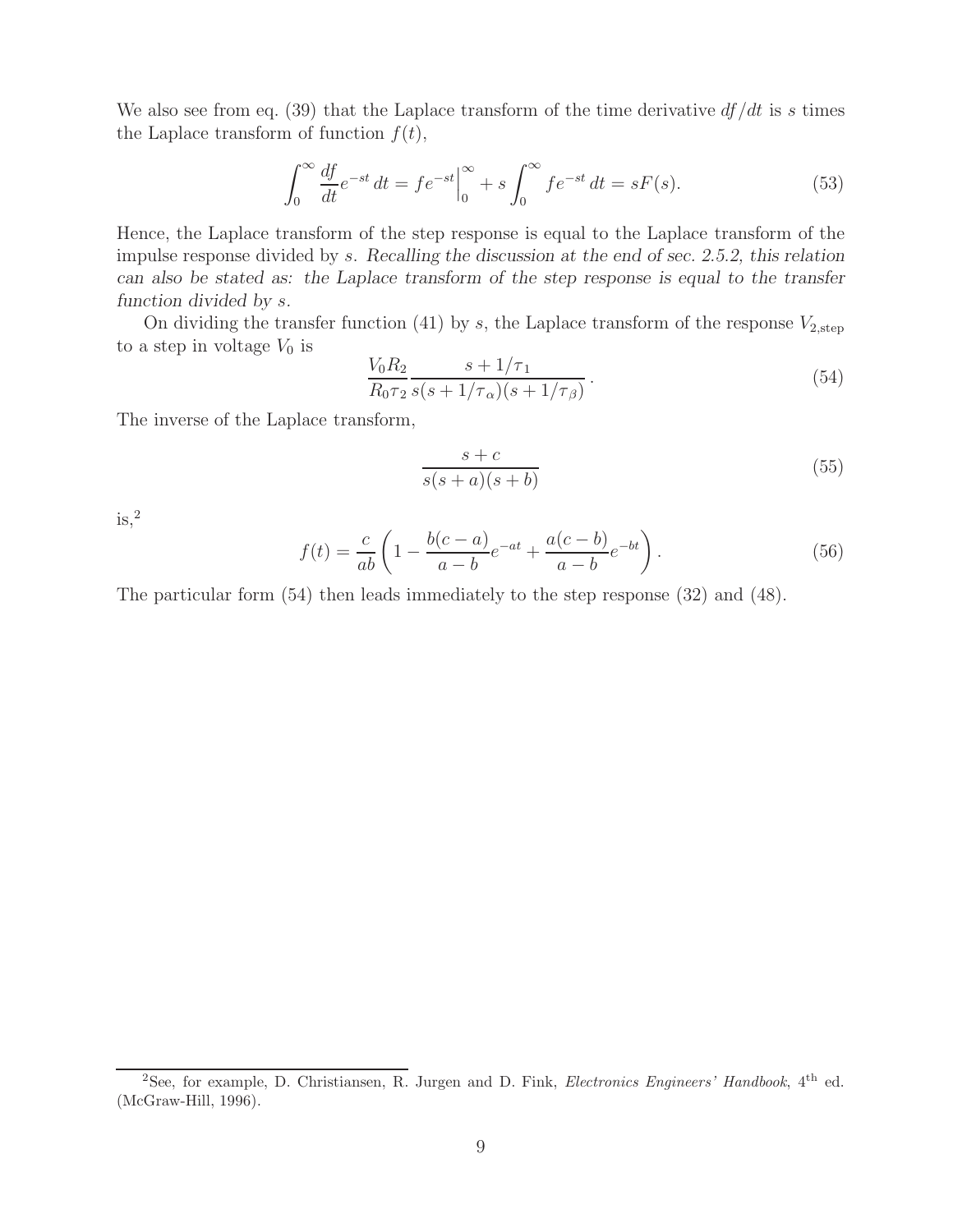We also see from eq. (39) that the Laplace transform of the time derivative $df/dt$ is $s$ times the Laplace transform of function $f(t)$,

$$\int_0^\infty \frac{df}{dt} e^{-st}\, dt = f e^{-st}\Big|_0^\infty + s \int_0^\infty f e^{-st}\, dt = sF(s). \tag{53}$$

Hence, the Laplace transform of the step response is equal to the Laplace transform of the impulse response divided by $s$. *Recalling the discussion at the end of sec. 2.5.2, this relation can also be stated as: the Laplace transform of the step response is equal to the transfer function divided by $s$.*

On dividing the transfer function (41) by $s$, the Laplace transform of the response $V_{2,\text{step}}$ to a step in voltage $V_0$ is

$$\frac{V_0 R_2}{R_0 \tau_2} \frac{s + 1/\tau_1}{s(s + 1/\tau_\alpha)(s + 1/\tau_\beta)}\,. \tag{54}$$

The inverse of the Laplace transform,

$$\frac{s + c}{s(s + a)(s + b)} \tag{55}$$

is,[2]

$$f(t) = \frac{c}{ab}\left(1 - \frac{b(c - a)}{a - b} e^{-at} + \frac{a(c - b)}{a - b} e^{-bt}\right). \tag{56}$$

The particular form (54) then leads immediately to the step response (32) and (48).

[2] See, for example, D. Christiansen, R. Jurgen and D. Fink, *Electronics Engineers' Handbook*, 4th ed. (McGraw-Hill, 1996).